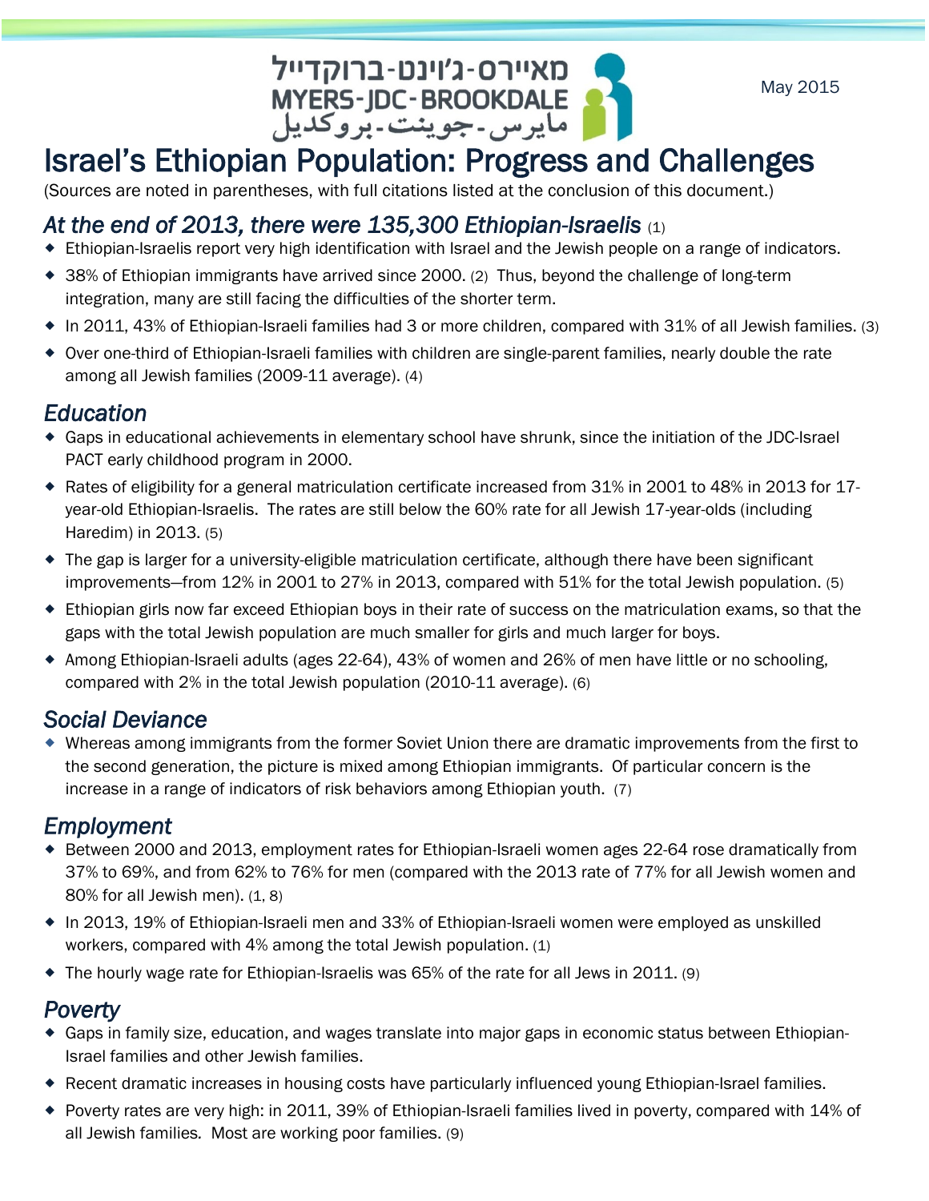מאיירס-ג'וינט-ברוקדייל
MYERS-JDC-BROOKDALE
مايرس-جوينت-بروكديل

May 2015

# Israel's Ethiopian Population: Progress and Challenges

(Sources are noted in parentheses, with full citations listed at the conclusion of this document.)

## *At the end of 2013, there were 135,300 Ethiopian-Israelis* (1)

- Ethiopian-Israelis report very high identification with Israel and the Jewish people on a range of indicators.
- 38% of Ethiopian immigrants have arrived since 2000. (2) Thus, beyond the challenge of long-term integration, many are still facing the difficulties of the shorter term.
- In 2011, 43% of Ethiopian-Israeli families had 3 or more children, compared with 31% of all Jewish families. (3)
- Over one-third of Ethiopian-Israeli families with children are single-parent families, nearly double the rate among all Jewish families (2009-11 average). (4)

## *Education*

- Gaps in educational achievements in elementary school have shrunk, since the initiation of the JDC-Israel PACT early childhood program in 2000.
- Rates of eligibility for a general matriculation certificate increased from 31% in 2001 to 48% in 2013 for 17-year-old Ethiopian-Israelis. The rates are still below the 60% rate for all Jewish 17-year-olds (including Haredim) in 2013. (5)
- The gap is larger for a university-eligible matriculation certificate, although there have been significant improvements—from 12% in 2001 to 27% in 2013, compared with 51% for the total Jewish population. (5)
- Ethiopian girls now far exceed Ethiopian boys in their rate of success on the matriculation exams, so that the gaps with the total Jewish population are much smaller for girls and much larger for boys.
- Among Ethiopian-Israeli adults (ages 22-64), 43% of women and 26% of men have little or no schooling, compared with 2% in the total Jewish population (2010-11 average). (6)

## *Social Deviance*

- Whereas among immigrants from the former Soviet Union there are dramatic improvements from the first to the second generation, the picture is mixed among Ethiopian immigrants. Of particular concern is the increase in a range of indicators of risk behaviors among Ethiopian youth. (7)

## *Employment*

- Between 2000 and 2013, employment rates for Ethiopian-Israeli women ages 22-64 rose dramatically from 37% to 69%, and from 62% to 76% for men (compared with the 2013 rate of 77% for all Jewish women and 80% for all Jewish men). (1, 8)
- In 2013, 19% of Ethiopian-Israeli men and 33% of Ethiopian-Israeli women were employed as unskilled workers, compared with 4% among the total Jewish population. (1)
- The hourly wage rate for Ethiopian-Israelis was 65% of the rate for all Jews in 2011. (9)

## *Poverty*

- Gaps in family size, education, and wages translate into major gaps in economic status between Ethiopian-Israel families and other Jewish families.
- Recent dramatic increases in housing costs have particularly influenced young Ethiopian-Israel families.
- Poverty rates are very high: in 2011, 39% of Ethiopian-Israeli families lived in poverty, compared with 14% of all Jewish families. Most are working poor families. (9)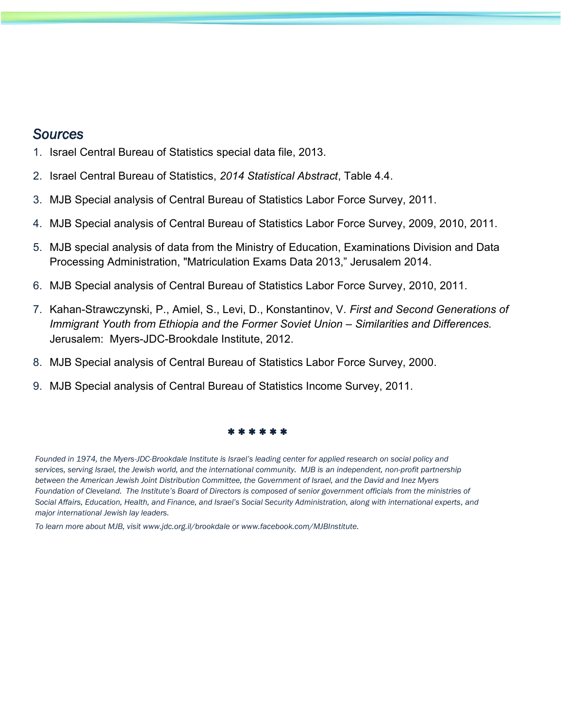## *Sources*

1. Israel Central Bureau of Statistics special data file, 2013.
2. Israel Central Bureau of Statistics, *2014 Statistical Abstract*, Table 4.4.
3. MJB Special analysis of Central Bureau of Statistics Labor Force Survey, 2011.
4. MJB Special analysis of Central Bureau of Statistics Labor Force Survey, 2009, 2010, 2011.
5. MJB special analysis of data from the Ministry of Education, Examinations Division and Data Processing Administration, "Matriculation Exams Data 2013," Jerusalem 2014.
6. MJB Special analysis of Central Bureau of Statistics Labor Force Survey, 2010, 2011.
7. Kahan-Strawczynski, P., Amiel, S., Levi, D., Konstantinov, V. *First and Second Generations of Immigrant Youth from Ethiopia and the Former Soviet Union – Similarities and Differences.* Jerusalem: Myers-JDC-Brookdale Institute, 2012.
8. MJB Special analysis of Central Bureau of Statistics Labor Force Survey, 2000.
9. MJB Special analysis of Central Bureau of Statistics Income Survey, 2011.

\* \* \* \* \* \*

*Founded in 1974, the Myers-JDC-Brookdale Institute is Israel's leading center for applied research on social policy and services, serving Israel, the Jewish world, and the international community. MJB is an independent, non-profit partnership between the American Jewish Joint Distribution Committee, the Government of Israel, and the David and Inez Myers Foundation of Cleveland. The Institute's Board of Directors is composed of senior government officials from the ministries of Social Affairs, Education, Health, and Finance, and Israel's Social Security Administration, along with international experts, and major international Jewish lay leaders.*

*To learn more about MJB, visit www.jdc.org.il/brookdale or www.facebook.com/MJBInstitute.*